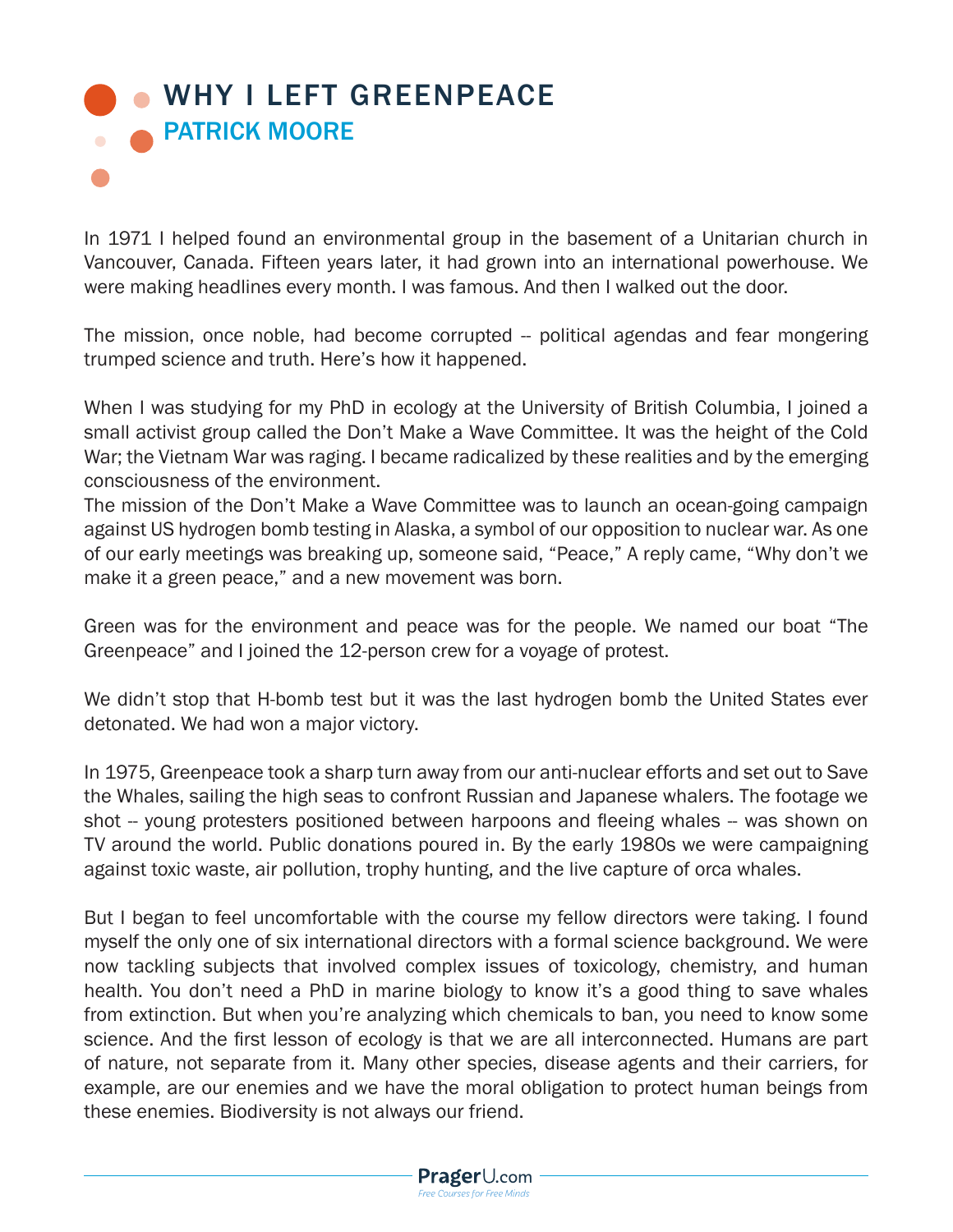# WHY I LEFT GREENPEACE

## PATRICK MOORE

In 1971 I helped found an environmental group in the basement of a Unitarian church in Vancouver, Canada. Fifteen years later, it had grown into an international powerhouse. We were making headlines every month. I was famous. And then I walked out the door.

The mission, once noble, had become corrupted -- political agendas and fear mongering trumped science and truth. Here's how it happened.

When I was studying for my PhD in ecology at the University of British Columbia, I joined a small activist group called the Don't Make a Wave Committee. It was the height of the Cold War; the Vietnam War was raging. I became radicalized by these realities and by the emerging consciousness of the environment.

The mission of the Don't Make a Wave Committee was to launch an ocean-going campaign against US hydrogen bomb testing in Alaska, a symbol of our opposition to nuclear war. As one of our early meetings was breaking up, someone said, "Peace," A reply came, "Why don't we make it a green peace," and a new movement was born.

Green was for the environment and peace was for the people. We named our boat "The Greenpeace" and I joined the 12-person crew for a voyage of protest.

We didn't stop that H-bomb test but it was the last hydrogen bomb the United States ever detonated. We had won a major victory.

In 1975, Greenpeace took a sharp turn away from our anti-nuclear efforts and set out to Save the Whales, sailing the high seas to confront Russian and Japanese whalers. The footage we shot -- young protesters positioned between harpoons and fleeing whales -- was shown on TV around the world. Public donations poured in. By the early 1980s we were campaigning against toxic waste, air pollution, trophy hunting, and the live capture of orca whales.

But I began to feel uncomfortable with the course my fellow directors were taking. I found myself the only one of six international directors with a formal science background. We were now tackling subjects that involved complex issues of toxicology, chemistry, and human health. You don't need a PhD in marine biology to know it's a good thing to save whales from extinction. But when you're analyzing which chemicals to ban, you need to know some science. And the first lesson of ecology is that we are all interconnected. Humans are part of nature, not separate from it. Many other species, disease agents and their carriers, for example, are our enemies and we have the moral obligation to protect human beings from these enemies. Biodiversity is not always our friend.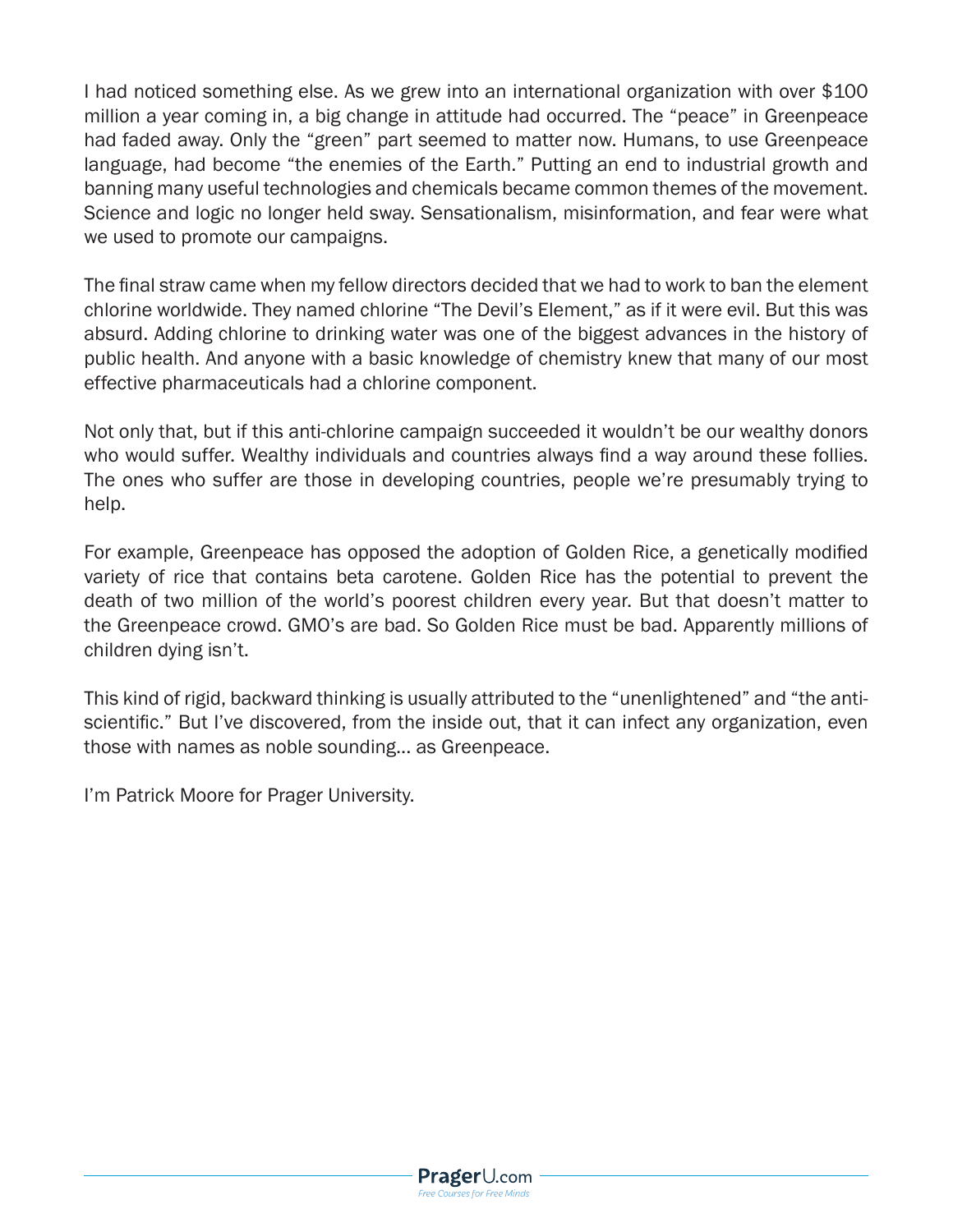I had noticed something else. As we grew into an international organization with over $100 million a year coming in, a big change in attitude had occurred. The "peace" in Greenpeace had faded away. Only the "green" part seemed to matter now. Humans, to use Greenpeace language, had become "the enemies of the Earth." Putting an end to industrial growth and banning many useful technologies and chemicals became common themes of the movement. Science and logic no longer held sway. Sensationalism, misinformation, and fear were what we used to promote our campaigns.

The final straw came when my fellow directors decided that we had to work to ban the element chlorine worldwide. They named chlorine "The Devil's Element," as if it were evil. But this was absurd. Adding chlorine to drinking water was one of the biggest advances in the history of public health. And anyone with a basic knowledge of chemistry knew that many of our most effective pharmaceuticals had a chlorine component.

Not only that, but if this anti-chlorine campaign succeeded it wouldn't be our wealthy donors who would suffer. Wealthy individuals and countries always find a way around these follies. The ones who suffer are those in developing countries, people we're presumably trying to help.

For example, Greenpeace has opposed the adoption of Golden Rice, a genetically modified variety of rice that contains beta carotene. Golden Rice has the potential to prevent the death of two million of the world's poorest children every year. But that doesn't matter to the Greenpeace crowd. GMO's are bad. So Golden Rice must be bad. Apparently millions of children dying isn't.

This kind of rigid, backward thinking is usually attributed to the "unenlightened" and "the anti-scientific." But I've discovered, from the inside out, that it can infect any organization, even those with names as noble sounding... as Greenpeace.

I'm Patrick Moore for Prager University.